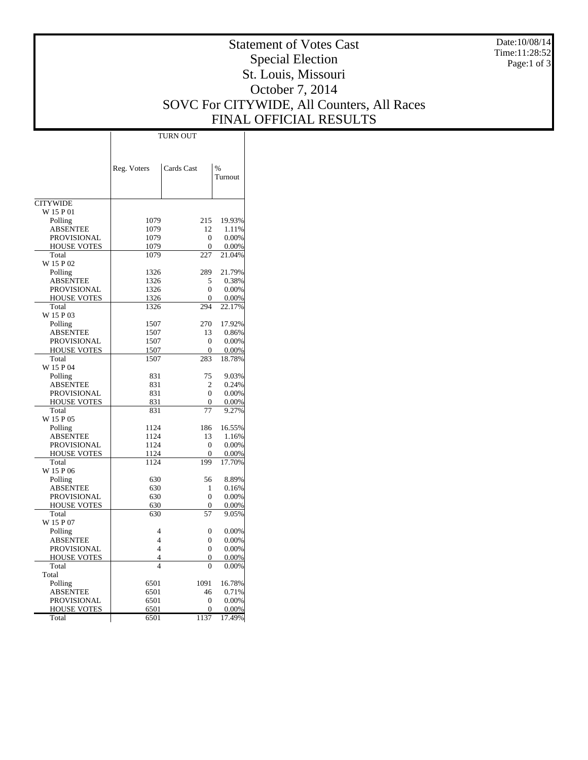# Statement of Votes Cast
## Special Election
## St. Louis, Missouri
## October 7, 2014
## SOVC For CITYWIDE, All Counters, All Races
## FINAL OFFICIAL RESULTS

Date:10/08/14
Time:11:28:52

| | TURN OUT | | |
|---|---|---|---|
| | Reg. Voters | Cards Cast | % Turnout |
| CITYWIDE | | | |
| W 15 P 01 | | | |
| Polling | 1079 | 215 | 19.93% |
| ABSENTEE | 1079 | 12 | 1.11% |
| PROVISIONAL | 1079 | 0 | 0.00% |
| HOUSE VOTES | 1079 | 0 | 0.00% |
| Total | 1079 | 227 | 21.04% |
| W 15 P 02 | | | |
| Polling | 1326 | 289 | 21.79% |
| ABSENTEE | 1326 | 5 | 0.38% |
| PROVISIONAL | 1326 | 0 | 0.00% |
| HOUSE VOTES | 1326 | 0 | 0.00% |
| Total | 1326 | 294 | 22.17% |
| W 15 P 03 | | | |
| Polling | 1507 | 270 | 17.92% |
| ABSENTEE | 1507 | 13 | 0.86% |
| PROVISIONAL | 1507 | 0 | 0.00% |
| HOUSE VOTES | 1507 | 0 | 0.00% |
| Total | 1507 | 283 | 18.78% |
| W 15 P 04 | | | |
| Polling | 831 | 75 | 9.03% |
| ABSENTEE | 831 | 2 | 0.24% |
| PROVISIONAL | 831 | 0 | 0.00% |
| HOUSE VOTES | 831 | 0 | 0.00% |
| Total | 831 | 77 | 9.27% |
| W 15 P 05 | | | |
| Polling | 1124 | 186 | 16.55% |
| ABSENTEE | 1124 | 13 | 1.16% |
| PROVISIONAL | 1124 | 0 | 0.00% |
| HOUSE VOTES | 1124 | 0 | 0.00% |
| Total | 1124 | 199 | 17.70% |
| W 15 P 06 | | | |
| Polling | 630 | 56 | 8.89% |
| ABSENTEE | 630 | 1 | 0.16% |
| PROVISIONAL | 630 | 0 | 0.00% |
| HOUSE VOTES | 630 | 0 | 0.00% |
| Total | 630 | 57 | 9.05% |
| W 15 P 07 | | | |
| Polling | 4 | 0 | 0.00% |
| ABSENTEE | 4 | 0 | 0.00% |
| PROVISIONAL | 4 | 0 | 0.00% |
| HOUSE VOTES | 4 | 0 | 0.00% |
| Total | 4 | 0 | 0.00% |
| Total | | | |
| Polling | 6501 | 1091 | 16.78% |
| ABSENTEE | 6501 | 46 | 0.71% |
| PROVISIONAL | 6501 | 0 | 0.00% |
| HOUSE VOTES | 6501 | 0 | 0.00% |
| Total | 6501 | 1137 | 17.49% |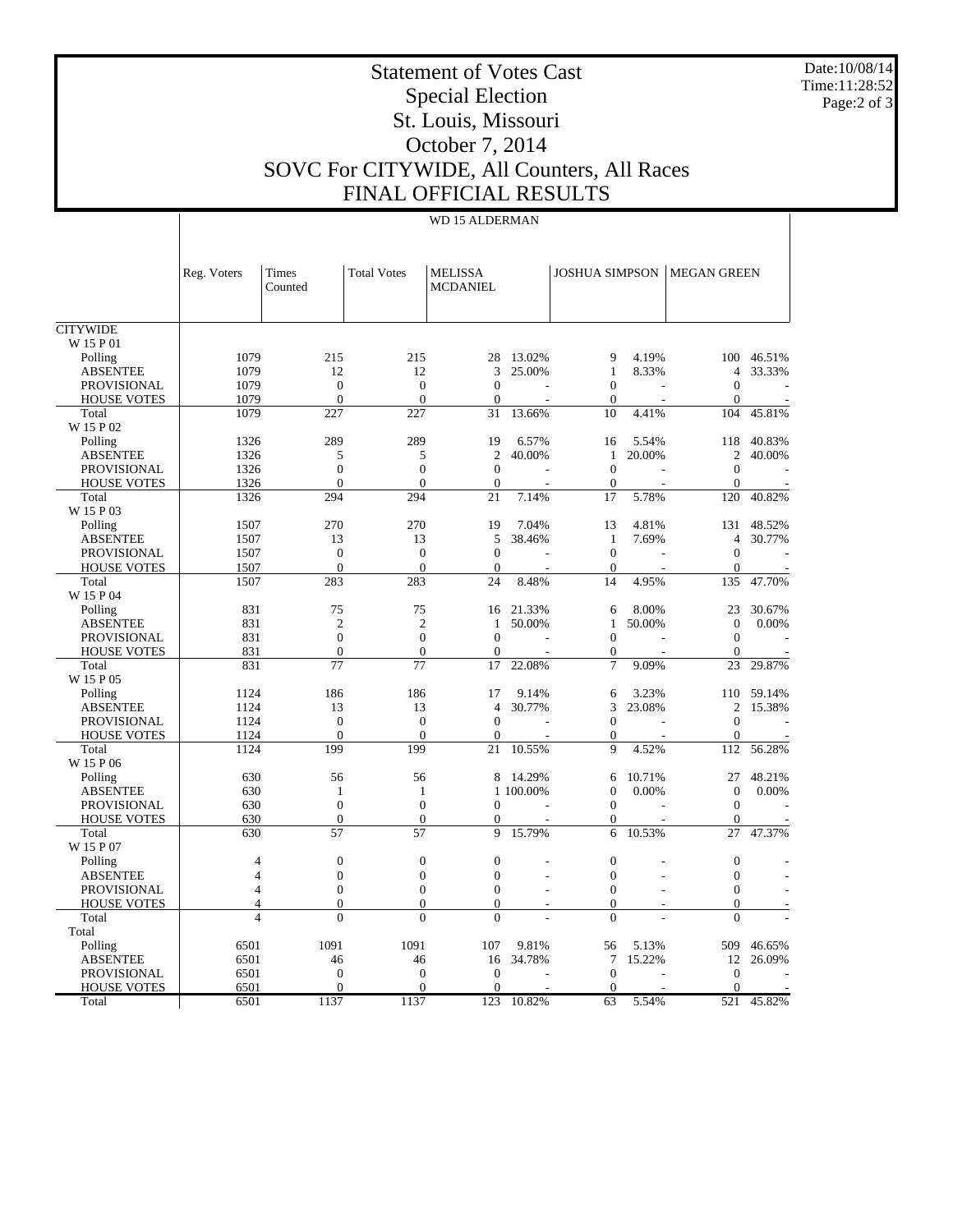# Statement of Votes Cast
## Special Election
## St. Louis, Missouri
## October 7, 2014
## SOVC For CITYWIDE, All Counters, All Races
## FINAL OFFICIAL RESULTS

Date:10/08/14
Time:11:28:52

**WD 15 ALDERMAN**

| | Reg. Voters | Times Counted | Total Votes | MELISSA MCDANIEL | | JOSHUA SIMPSON | | MEGAN GREEN | |
|---|---|---|---|---|---|---|---|---|---|
| CITYWIDE | | | | | | | | | |
| W 15 P 01 | | | | | | | | | |
| Polling | 1079 | 215 | 215 | 28 | 13.02% | 9 | 4.19% | 100 | 46.51% |
| ABSENTEE | 1079 | 12 | 12 | 3 | 25.00% | 1 | 8.33% | 4 | 33.33% |
| PROVISIONAL | 1079 | 0 | 0 | 0 | - | 0 | - | 0 | - |
| HOUSE VOTES | 1079 | 0 | 0 | 0 | - | 0 | - | 0 | - |
| Total | 1079 | 227 | 227 | 31 | 13.66% | 10 | 4.41% | 104 | 45.81% |
| W 15 P 02 | | | | | | | | | |
| Polling | 1326 | 289 | 289 | 19 | 6.57% | 16 | 5.54% | 118 | 40.83% |
| ABSENTEE | 1326 | 5 | 5 | 2 | 40.00% | 1 | 20.00% | 2 | 40.00% |
| PROVISIONAL | 1326 | 0 | 0 | 0 | - | 0 | - | 0 | - |
| HOUSE VOTES | 1326 | 0 | 0 | 0 | - | 0 | - | 0 | - |
| Total | 1326 | 294 | 294 | 21 | 7.14% | 17 | 5.78% | 120 | 40.82% |
| W 15 P 03 | | | | | | | | | |
| Polling | 1507 | 270 | 270 | 19 | 7.04% | 13 | 4.81% | 131 | 48.52% |
| ABSENTEE | 1507 | 13 | 13 | 5 | 38.46% | 1 | 7.69% | 4 | 30.77% |
| PROVISIONAL | 1507 | 0 | 0 | 0 | - | 0 | - | 0 | - |
| HOUSE VOTES | 1507 | 0 | 0 | 0 | - | 0 | - | 0 | - |
| Total | 1507 | 283 | 283 | 24 | 8.48% | 14 | 4.95% | 135 | 47.70% |
| W 15 P 04 | | | | | | | | | |
| Polling | 831 | 75 | 75 | 16 | 21.33% | 6 | 8.00% | 23 | 30.67% |
| ABSENTEE | 831 | 2 | 2 | 1 | 50.00% | 1 | 50.00% | 0 | 0.00% |
| PROVISIONAL | 831 | 0 | 0 | 0 | - | 0 | - | 0 | - |
| HOUSE VOTES | 831 | 0 | 0 | 0 | - | 0 | - | 0 | - |
| Total | 831 | 77 | 77 | 17 | 22.08% | 7 | 9.09% | 23 | 29.87% |
| W 15 P 05 | | | | | | | | | |
| Polling | 1124 | 186 | 186 | 17 | 9.14% | 6 | 3.23% | 110 | 59.14% |
| ABSENTEE | 1124 | 13 | 13 | 4 | 30.77% | 3 | 23.08% | 2 | 15.38% |
| PROVISIONAL | 1124 | 0 | 0 | 0 | - | 0 | - | 0 | - |
| HOUSE VOTES | 1124 | 0 | 0 | 0 | - | 0 | - | 0 | - |
| Total | 1124 | 199 | 199 | 21 | 10.55% | 9 | 4.52% | 112 | 56.28% |
| W 15 P 06 | | | | | | | | | |
| Polling | 630 | 56 | 56 | 8 | 14.29% | 6 | 10.71% | 27 | 48.21% |
| ABSENTEE | 630 | 1 | 1 | 1 | 100.00% | 0 | 0.00% | 0 | 0.00% |
| PROVISIONAL | 630 | 0 | 0 | 0 | - | 0 | - | 0 | - |
| HOUSE VOTES | 630 | 0 | 0 | 0 | - | 0 | - | 0 | - |
| Total | 630 | 57 | 57 | 9 | 15.79% | 6 | 10.53% | 27 | 47.37% |
| W 15 P 07 | | | | | | | | | |
| Polling | 4 | 0 | 0 | 0 | - | 0 | - | 0 | - |
| ABSENTEE | 4 | 0 | 0 | 0 | - | 0 | - | 0 | - |
| PROVISIONAL | 4 | 0 | 0 | 0 | - | 0 | - | 0 | - |
| HOUSE VOTES | 4 | 0 | 0 | 0 | - | 0 | - | 0 | - |
| Total | 4 | 0 | 0 | 0 | - | 0 | - | 0 | - |
| Total | | | | | | | | | |
| Polling | 6501 | 1091 | 1091 | 107 | 9.81% | 56 | 5.13% | 509 | 46.65% |
| ABSENTEE | 6501 | 46 | 46 | 16 | 34.78% | 7 | 15.22% | 12 | 26.09% |
| PROVISIONAL | 6501 | 0 | 0 | 0 | - | 0 | - | 0 | - |
| HOUSE VOTES | 6501 | 0 | 0 | 0 | - | 0 | - | 0 | - |
| Total | 6501 | 1137 | 1137 | 123 | 10.82% | 63 | 5.54% | 521 | 45.82% |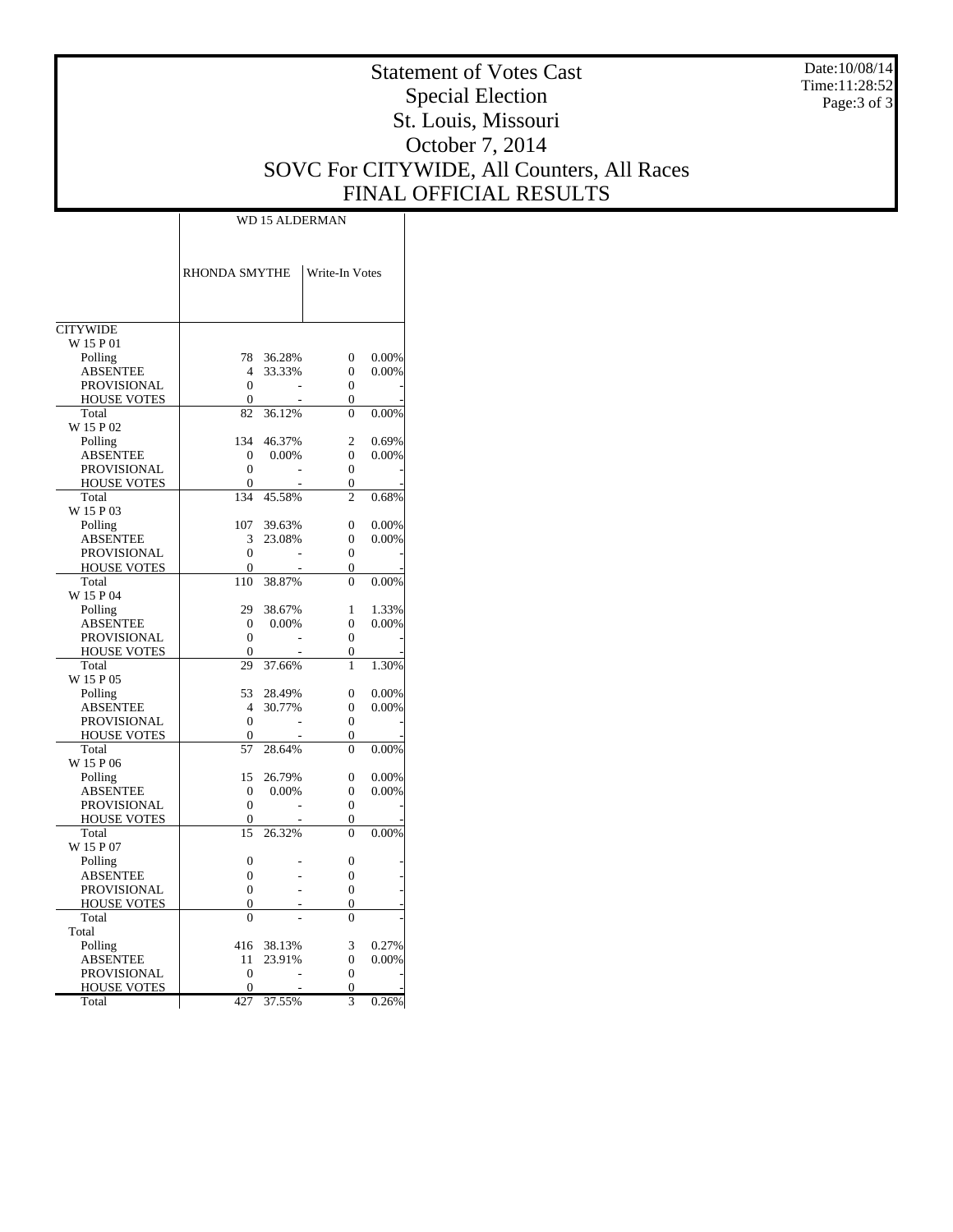# Statement of Votes Cast
# Special Election
# St. Louis, Missouri
# October 7, 2014
# SOVC For CITYWIDE, All Counters, All Races
# FINAL OFFICIAL RESULTS

Date:10/08/14
Time:11:28:52

| | WD 15 ALDERMAN | | | |
|---|---|---|---|---|
| | RHONDA SMYTHE | | Write-In Votes | |
| CITYWIDE | | | | |
| W 15 P 01 | | | | |
| Polling | 78 | 36.28% | 0 | 0.00% |
| ABSENTEE | 4 | 33.33% | 0 | 0.00% |
| PROVISIONAL | 0 | - | 0 | - |
| HOUSE VOTES | 0 | - | 0 | - |
| Total | 82 | 36.12% | 0 | 0.00% |
| W 15 P 02 | | | | |
| Polling | 134 | 46.37% | 2 | 0.69% |
| ABSENTEE | 0 | 0.00% | 0 | 0.00% |
| PROVISIONAL | 0 | - | 0 | - |
| HOUSE VOTES | 0 | - | 0 | - |
| Total | 134 | 45.58% | 2 | 0.68% |
| W 15 P 03 | | | | |
| Polling | 107 | 39.63% | 0 | 0.00% |
| ABSENTEE | 3 | 23.08% | 0 | 0.00% |
| PROVISIONAL | 0 | - | 0 | - |
| HOUSE VOTES | 0 | - | 0 | - |
| Total | 110 | 38.87% | 0 | 0.00% |
| W 15 P 04 | | | | |
| Polling | 29 | 38.67% | 1 | 1.33% |
| ABSENTEE | 0 | 0.00% | 0 | 0.00% |
| PROVISIONAL | 0 | - | 0 | - |
| HOUSE VOTES | 0 | - | 0 | - |
| Total | 29 | 37.66% | 1 | 1.30% |
| W 15 P 05 | | | | |
| Polling | 53 | 28.49% | 0 | 0.00% |
| ABSENTEE | 4 | 30.77% | 0 | 0.00% |
| PROVISIONAL | 0 | - | 0 | - |
| HOUSE VOTES | 0 | - | 0 | - |
| Total | 57 | 28.64% | 0 | 0.00% |
| W 15 P 06 | | | | |
| Polling | 15 | 26.79% | 0 | 0.00% |
| ABSENTEE | 0 | 0.00% | 0 | 0.00% |
| PROVISIONAL | 0 | - | 0 | - |
| HOUSE VOTES | 0 | - | 0 | - |
| Total | 15 | 26.32% | 0 | 0.00% |
| W 15 P 07 | | | | |
| Polling | 0 | - | 0 | - |
| ABSENTEE | 0 | - | 0 | - |
| PROVISIONAL | 0 | - | 0 | - |
| HOUSE VOTES | 0 | - | 0 | - |
| Total | 0 | - | 0 | - |
| Total | | | | |
| Polling | 416 | 38.13% | 3 | 0.27% |
| ABSENTEE | 11 | 23.91% | 0 | 0.00% |
| PROVISIONAL | 0 | - | 0 | - |
| HOUSE VOTES | 0 | - | 0 | - |
| Total | 427 | 37.55% | 3 | 0.26% |